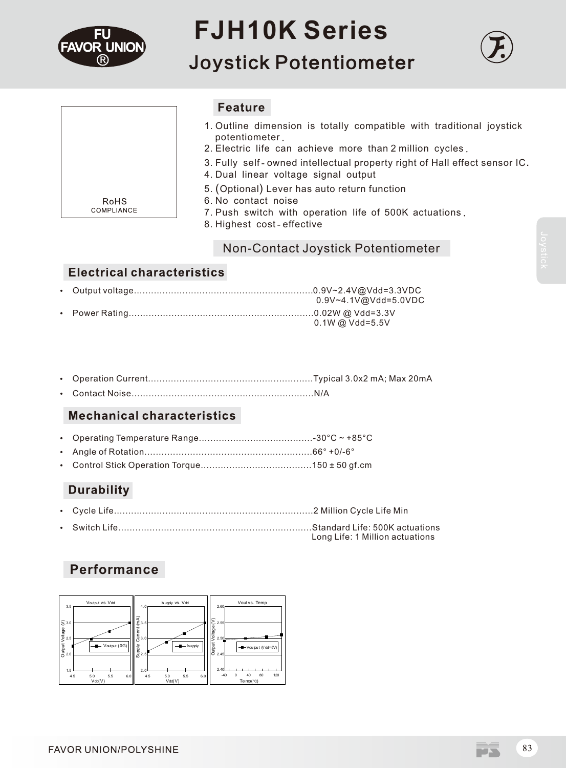# FJH10K Series

## Joystick Potentiometer

RoHS
COMPLIANCE

## Feature

1. Outline dimension is totally compatible with traditional joystick potentiometer.
2. Electric life can achieve more than 2 million cycles.
3. Fully self-owned intellectual property right of Hall effect sensor IC.
4. Dual linear voltage signal output
5. (Optional) Lever has auto return function
6. No contact noise
7. Push switch with operation life of 500K actuations.
8. Highest cost-effective

## Non-Contact Joystick Potentiometer

## Electrical characteristics

- Output voltage..............................................................0.9V~2.4V@Vdd=3.3VDC
  0.9V~4.1V@Vdd=5.0VDC
- Power Rating................................................................0.02W @ Vdd=3.3V
  0.1W @ Vdd=5.5V
- Operation Current.........................................................Typical 3.0x2 mA; Max 20mA
- Contact Noise................................................................N/A

## Mechanical characteristics

- Operating Temperature Range........................................-30°C ~ +85°C
- Angle of Rotation...........................................................66° +0/-6°
- Control Stick Operation Torque.......................................150 ± 50 gf.cm

## Durability

- Cycle Life.....................................................................2 Million Cycle Life Min
- Switch Life...................................................................Standard Life: 500K actuations
  Long Life: 1 Million actuations

## Performance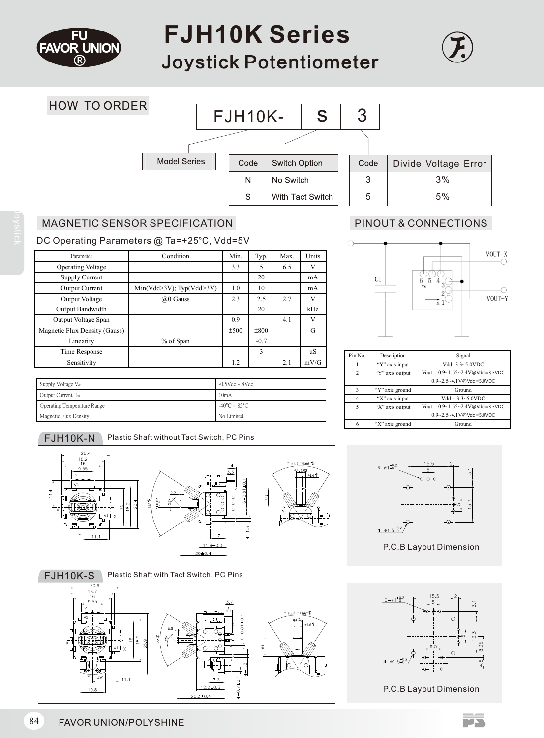# FJH10K Series
## Joystick Potentiometer

## HOW TO ORDER

FJH10K- | S | 3

Model Series

| Code | Switch Option |
|---|---|
| N | No Switch |
| S | With Tact Switch |

| Code | Divide Voltage Error |
|---|---|
| 3 | 3% |
| 5 | 5% |

## MAGNETIC SENSOR SPECIFICATION

DC Operating Parameters @ Ta=+25°C, Vdd=5V

| Parameter | Condition | Min. | Typ. | Max. | Units |
|---|---|---|---|---|---|
| Operating Voltage | | 3.3 | 5 | 6.5 | V |
| Supply Current | | | 20 | | mA |
| Output Current | Min(Vdd>3V); Typ(Vdd>3V) | 1.0 | 10 | | mA |
| Output Voltage | @0 Gauss | 2.3 | 2.5 | 2.7 | V |
| Output Bandwidth | | | 20 | | kHz |
| Output Voltage Span | | 0.9 | | 4.1 | V |
| Magnetic Flux Density (Gauss) | | ±500 | ±800 | | G |
| Linearity | % of Span | | -0.7 | | |
| Time Response | | | 3 | | uS |
| Sensitivity | | 1.2 | | 2.1 | mV/G |

| | |
|---|---|
| Supply Voltage $V_{dd}$ | -0.5Vdc ~ 8Vdc |
| Output Current, $I_{out}$ | 10mA |
| Operating Temperature Range | -40°C ~ 85°C |
| Magnetic Flux Density | No Limited |

## PINOUT & CONNECTIONS

VOUT-X
VOUT-Y
C1
6 5 4 3 2 1
Y X

| Pin No. | Description | Signal |
|---|---|---|
| 1 | "Y" axis input | Vdd=3.3~5.0VDC |
| 2 | "Y" axis output | Vout = 0.9~1.65~2.4V@Vdd=3.3VDC<br>0.9~2.5~4.1V@Vdd=5.0VDC |
| 3 | "Y" axis ground | Ground |
| 4 | "X" axis input | Vdd = 3.3~5.0VDC |
| 5 | "X" axis output | Vout = 0.9~1.65~2.4V@Vdd=3.3VDC<br>0.9~2.5~4.1V@Vdd=5.0VDC |
| 6 | "X" axis ground | Ground |

## FJH10K-N

Plastic Shaft without Tact Switch, PC Pins

20.4
18.2
16
9.55
11.4
16
18.2
20.4
11.1
4
3.3
6-0.8±0.1
7
11.9±0.3
20±0.4
4-1.3
66°

P.C.B Layout Dimension

6-Ø1 +0.2/0
15.5
5
2
3.1
5
13.3
4-Ø1.5 +0.2/0

## FJH10K-S

Plastic Shaft with Tact Switch, PC Pins

20.9
18.7
16
9.55
16
18.2
25.9
11.1
10.8
3.7
3
6-0.8±0.1
7.3
12.2±0.3
20.3±0.4
4-1.3
4-0.7±0.1
66°

P.C.B Layout Dimension

10-Ø1 +0.2/0
15.5
5
2
3.1
5
13.3
8.35
6.5
4.5
4-Ø1.5 +0.2/0

FAVOR UNION/POLYSHINE